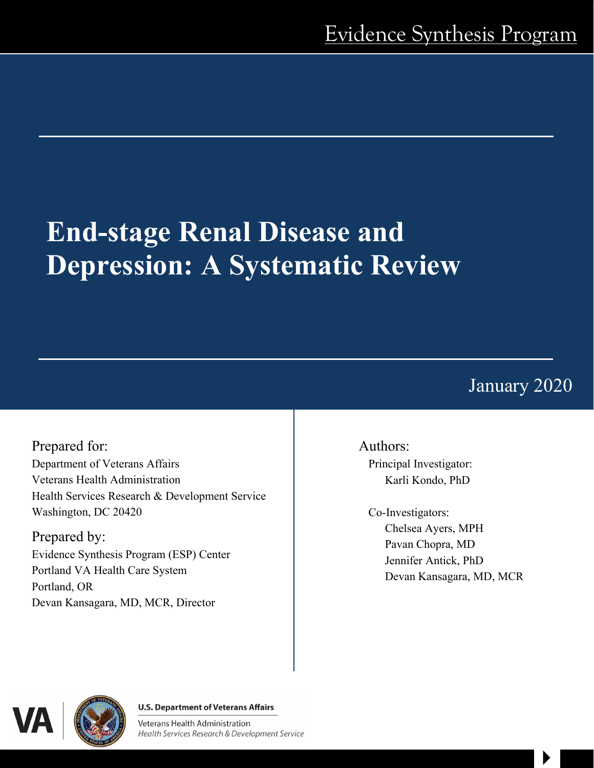Evidence Synthesis Program

# End-stage Renal Disease and Depression: A Systematic Review

January 2020

Prepared for:
Department of Veterans Affairs
Veterans Health Administration
Health Services Research & Development Service
Washington, DC 20420

Prepared by:
Evidence Synthesis Program (ESP) Center
Portland VA Health Care System
Portland, OR
Devan Kansagara, MD, MCR, Director

Authors:

Principal Investigator:
Karli Kondo, PhD

Co-Investigators:
Chelsea Ayers, MPH
Pavan Chopra, MD
Jennifer Antick, PhD
Devan Kansagara, MD, MCR

U.S. Department of Veterans Affairs
Veterans Health Administration
*Health Services Research & Development Service*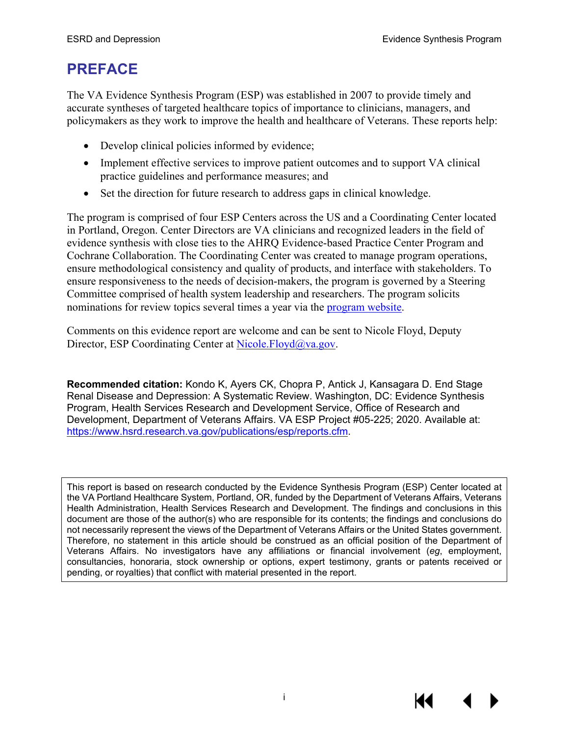# PREFACE

The VA Evidence Synthesis Program (ESP) was established in 2007 to provide timely and accurate syntheses of targeted healthcare topics of importance to clinicians, managers, and policymakers as they work to improve the health and healthcare of Veterans. These reports help:

- Develop clinical policies informed by evidence;
- Implement effective services to improve patient outcomes and to support VA clinical practice guidelines and performance measures; and
- Set the direction for future research to address gaps in clinical knowledge.

The program is comprised of four ESP Centers across the US and a Coordinating Center located in Portland, Oregon. Center Directors are VA clinicians and recognized leaders in the field of evidence synthesis with close ties to the AHRQ Evidence-based Practice Center Program and Cochrane Collaboration. The Coordinating Center was created to manage program operations, ensure methodological consistency and quality of products, and interface with stakeholders. To ensure responsiveness to the needs of decision-makers, the program is governed by a Steering Committee comprised of health system leadership and researchers. The program solicits nominations for review topics several times a year via the program website.

Comments on this evidence report are welcome and can be sent to Nicole Floyd, Deputy Director, ESP Coordinating Center at Nicole.Floyd@va.gov.

**Recommended citation:** Kondo K, Ayers CK, Chopra P, Antick J, Kansagara D. End Stage Renal Disease and Depression: A Systematic Review. Washington, DC: Evidence Synthesis Program, Health Services Research and Development Service, Office of Research and Development, Department of Veterans Affairs. VA ESP Project #05-225; 2020. Available at: https://www.hsrd.research.va.gov/publications/esp/reports.cfm.

This report is based on research conducted by the Evidence Synthesis Program (ESP) Center located at the VA Portland Healthcare System, Portland, OR, funded by the Department of Veterans Affairs, Veterans Health Administration, Health Services Research and Development. The findings and conclusions in this document are those of the author(s) who are responsible for its contents; the findings and conclusions do not necessarily represent the views of the Department of Veterans Affairs or the United States government. Therefore, no statement in this article should be construed as an official position of the Department of Veterans Affairs. No investigators have any affiliations or financial involvement (*eg*, employment, consultancies, honoraria, stock ownership or options, expert testimony, grants or patents received or pending, or royalties) that conflict with material presented in the report.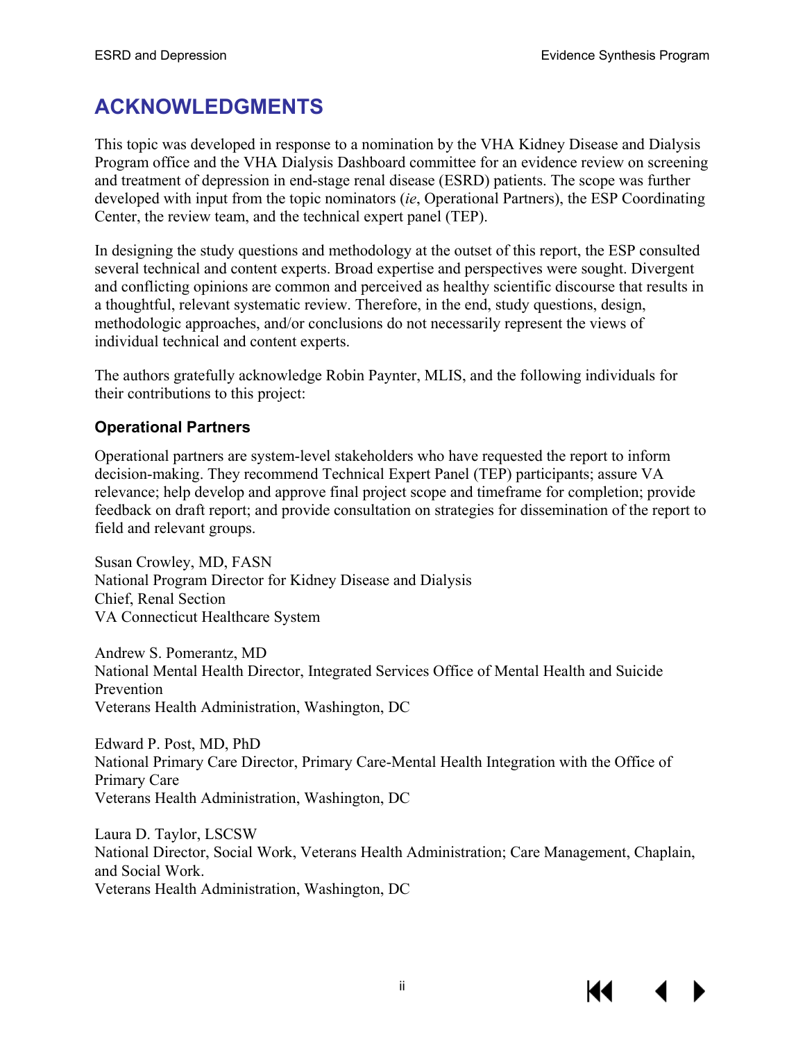# ACKNOWLEDGMENTS

This topic was developed in response to a nomination by the VHA Kidney Disease and Dialysis Program office and the VHA Dialysis Dashboard committee for an evidence review on screening and treatment of depression in end-stage renal disease (ESRD) patients. The scope was further developed with input from the topic nominators (*ie*, Operational Partners), the ESP Coordinating Center, the review team, and the technical expert panel (TEP).

In designing the study questions and methodology at the outset of this report, the ESP consulted several technical and content experts. Broad expertise and perspectives were sought. Divergent and conflicting opinions are common and perceived as healthy scientific discourse that results in a thoughtful, relevant systematic review. Therefore, in the end, study questions, design, methodologic approaches, and/or conclusions do not necessarily represent the views of individual technical and content experts.

The authors gratefully acknowledge Robin Paynter, MLIS, and the following individuals for their contributions to this project:

### Operational Partners

Operational partners are system-level stakeholders who have requested the report to inform decision-making. They recommend Technical Expert Panel (TEP) participants; assure VA relevance; help develop and approve final project scope and timeframe for completion; provide feedback on draft report; and provide consultation on strategies for dissemination of the report to field and relevant groups.

Susan Crowley, MD, FASN
National Program Director for Kidney Disease and Dialysis
Chief, Renal Section
VA Connecticut Healthcare System

Andrew S. Pomerantz, MD
National Mental Health Director, Integrated Services Office of Mental Health and Suicide Prevention
Veterans Health Administration, Washington, DC

Edward P. Post, MD, PhD
National Primary Care Director, Primary Care-Mental Health Integration with the Office of Primary Care
Veterans Health Administration, Washington, DC

Laura D. Taylor, LSCSW
National Director, Social Work, Veterans Health Administration; Care Management, Chaplain, and Social Work.
Veterans Health Administration, Washington, DC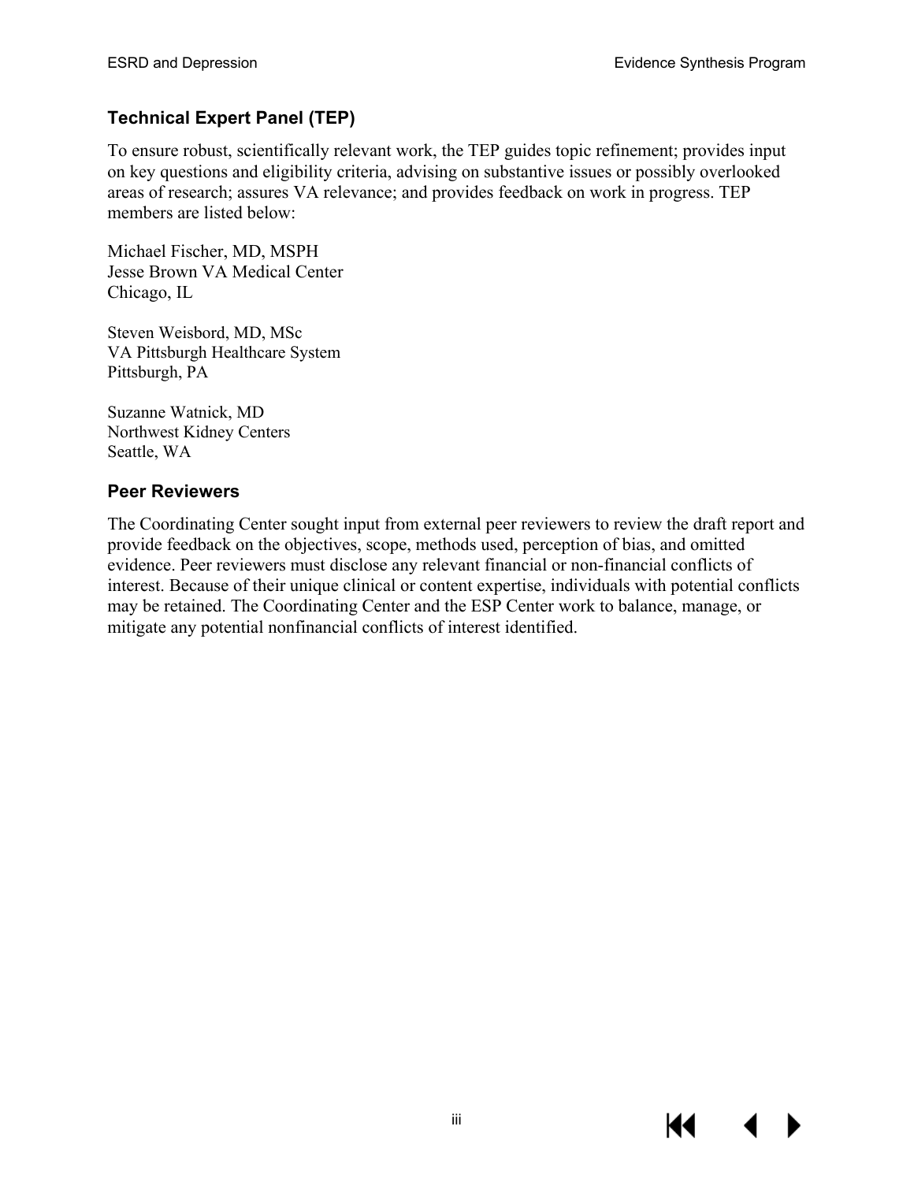## Technical Expert Panel (TEP)

To ensure robust, scientifically relevant work, the TEP guides topic refinement; provides input on key questions and eligibility criteria, advising on substantive issues or possibly overlooked areas of research; assures VA relevance; and provides feedback on work in progress. TEP members are listed below:

Michael Fischer, MD, MSPH
Jesse Brown VA Medical Center
Chicago, IL

Steven Weisbord, MD, MSc
VA Pittsburgh Healthcare System
Pittsburgh, PA

Suzanne Watnick, MD
Northwest Kidney Centers
Seattle, WA

## Peer Reviewers

The Coordinating Center sought input from external peer reviewers to review the draft report and provide feedback on the objectives, scope, methods used, perception of bias, and omitted evidence. Peer reviewers must disclose any relevant financial or non-financial conflicts of interest. Because of their unique clinical or content expertise, individuals with potential conflicts may be retained. The Coordinating Center and the ESP Center work to balance, manage, or mitigate any potential nonfinancial conflicts of interest identified.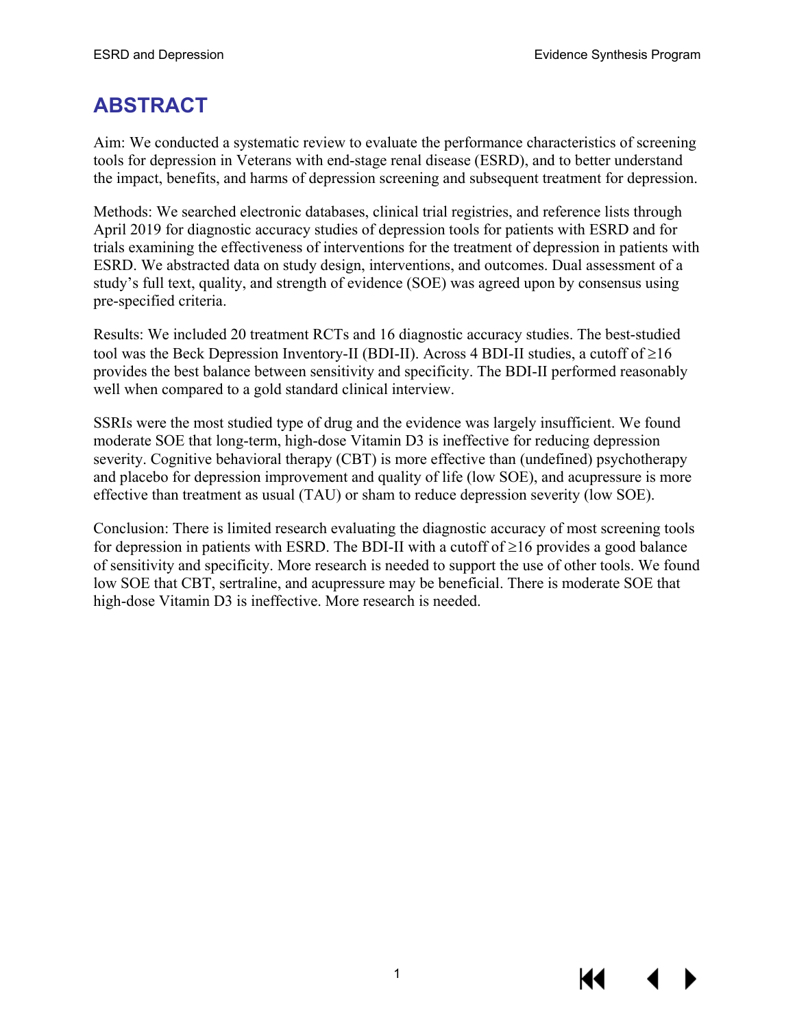# ABSTRACT

Aim: We conducted a systematic review to evaluate the performance characteristics of screening tools for depression in Veterans with end-stage renal disease (ESRD), and to better understand the impact, benefits, and harms of depression screening and subsequent treatment for depression.

Methods: We searched electronic databases, clinical trial registries, and reference lists through April 2019 for diagnostic accuracy studies of depression tools for patients with ESRD and for trials examining the effectiveness of interventions for the treatment of depression in patients with ESRD. We abstracted data on study design, interventions, and outcomes. Dual assessment of a study's full text, quality, and strength of evidence (SOE) was agreed upon by consensus using pre-specified criteria.

Results: We included 20 treatment RCTs and 16 diagnostic accuracy studies. The best-studied tool was the Beck Depression Inventory-II (BDI-II). Across 4 BDI-II studies, a cutoff of ≥16 provides the best balance between sensitivity and specificity. The BDI-II performed reasonably well when compared to a gold standard clinical interview.

SSRIs were the most studied type of drug and the evidence was largely insufficient. We found moderate SOE that long-term, high-dose Vitamin D3 is ineffective for reducing depression severity. Cognitive behavioral therapy (CBT) is more effective than (undefined) psychotherapy and placebo for depression improvement and quality of life (low SOE), and acupressure is more effective than treatment as usual (TAU) or sham to reduce depression severity (low SOE).

Conclusion: There is limited research evaluating the diagnostic accuracy of most screening tools for depression in patients with ESRD. The BDI-II with a cutoff of ≥16 provides a good balance of sensitivity and specificity. More research is needed to support the use of other tools. We found low SOE that CBT, sertraline, and acupressure may be beneficial. There is moderate SOE that high-dose Vitamin D3 is ineffective. More research is needed.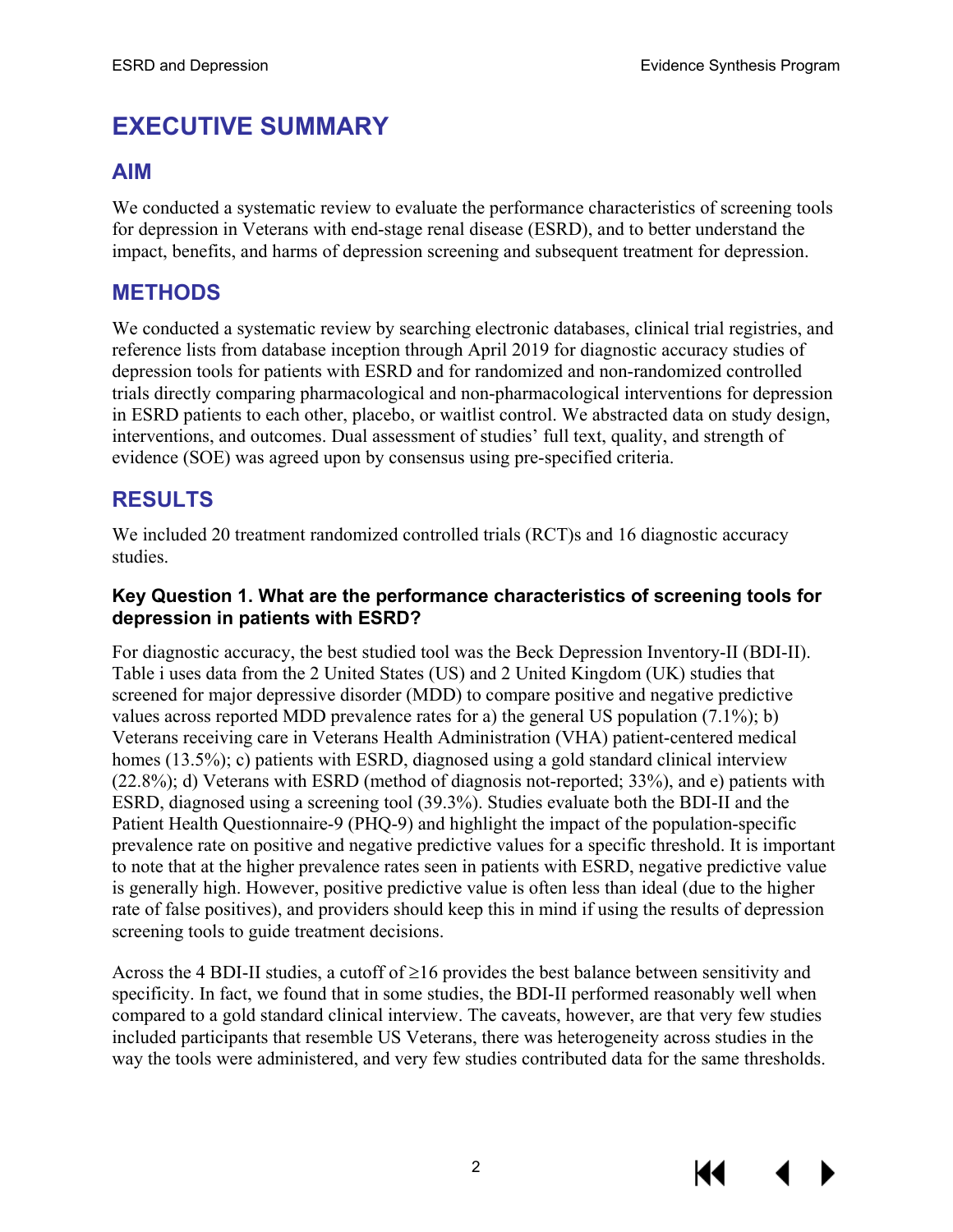# EXECUTIVE SUMMARY

## AIM

We conducted a systematic review to evaluate the performance characteristics of screening tools for depression in Veterans with end-stage renal disease (ESRD), and to better understand the impact, benefits, and harms of depression screening and subsequent treatment for depression.

## METHODS

We conducted a systematic review by searching electronic databases, clinical trial registries, and reference lists from database inception through April 2019 for diagnostic accuracy studies of depression tools for patients with ESRD and for randomized and non-randomized controlled trials directly comparing pharmacological and non-pharmacological interventions for depression in ESRD patients to each other, placebo, or waitlist control. We abstracted data on study design, interventions, and outcomes. Dual assessment of studies' full text, quality, and strength of evidence (SOE) was agreed upon by consensus using pre-specified criteria.

## RESULTS

We included 20 treatment randomized controlled trials (RCT)s and 16 diagnostic accuracy studies.

### Key Question 1. What are the performance characteristics of screening tools for depression in patients with ESRD?

For diagnostic accuracy, the best studied tool was the Beck Depression Inventory-II (BDI-II). Table i uses data from the 2 United States (US) and 2 United Kingdom (UK) studies that screened for major depressive disorder (MDD) to compare positive and negative predictive values across reported MDD prevalence rates for a) the general US population (7.1%); b) Veterans receiving care in Veterans Health Administration (VHA) patient-centered medical homes (13.5%); c) patients with ESRD, diagnosed using a gold standard clinical interview (22.8%); d) Veterans with ESRD (method of diagnosis not-reported; 33%), and e) patients with ESRD, diagnosed using a screening tool (39.3%). Studies evaluate both the BDI-II and the Patient Health Questionnaire-9 (PHQ-9) and highlight the impact of the population-specific prevalence rate on positive and negative predictive values for a specific threshold. It is important to note that at the higher prevalence rates seen in patients with ESRD, negative predictive value is generally high. However, positive predictive value is often less than ideal (due to the higher rate of false positives), and providers should keep this in mind if using the results of depression screening tools to guide treatment decisions.

Across the 4 BDI-II studies, a cutoff of ≥16 provides the best balance between sensitivity and specificity. In fact, we found that in some studies, the BDI-II performed reasonably well when compared to a gold standard clinical interview. The caveats, however, are that very few studies included participants that resemble US Veterans, there was heterogeneity across studies in the way the tools were administered, and very few studies contributed data for the same thresholds.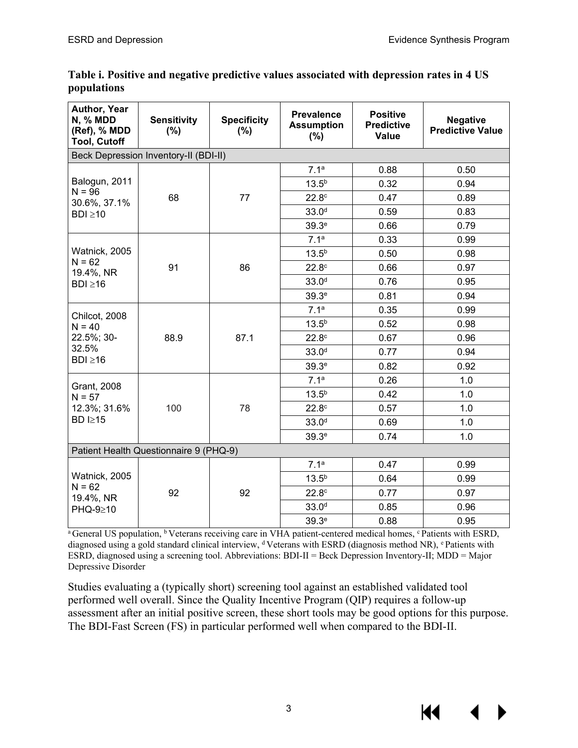**Table i. Positive and negative predictive values associated with depression rates in 4 US populations**

| Author, Year N, % MDD (Ref), % MDD Tool, Cutoff | Sensitivity (%) | Specificity (%) | Prevalence Assumption (%) | Positive Predictive Value | Negative Predictive Value |
|---|---|---|---|---|---|
| Beck Depression Inventory-II (BDI-II) | | | | | |
| Balogun, 2011 N = 96 30.6%, 37.1% BDI ≥10 | 68 | 77 | 7.1[a] | 0.88 | 0.50 |
| | | | 13.5[b] | 0.32 | 0.94 |
| | | | 22.8[c] | 0.47 | 0.89 |
| | | | 33.0[d] | 0.59 | 0.83 |
| | | | 39.3[e] | 0.66 | 0.79 |
| Watnick, 2005 N = 62 19.4%, NR BDI ≥16 | 91 | 86 | 7.1[a] | 0.33 | 0.99 |
| | | | 13.5[b] | 0.50 | 0.98 |
| | | | 22.8[c] | 0.66 | 0.97 |
| | | | 33.0[d] | 0.76 | 0.95 |
| | | | 39.3[e] | 0.81 | 0.94 |
| Chilcot, 2008 N = 40 22.5%; 30-32.5% BDI ≥16 | 88.9 | 87.1 | 7.1[a] | 0.35 | 0.99 |
| | | | 13.5[b] | 0.52 | 0.98 |
| | | | 22.8[c] | 0.67 | 0.96 |
| | | | 33.0[d] | 0.77 | 0.94 |
| | | | 39.3[e] | 0.82 | 0.92 |
| Grant, 2008 N = 57 12.3%; 31.6% BD I≥15 | 100 | 78 | 7.1[a] | 0.26 | 1.0 |
| | | | 13.5[b] | 0.42 | 1.0 |
| | | | 22.8[c] | 0.57 | 1.0 |
| | | | 33.0[d] | 0.69 | 1.0 |
| | | | 39.3[e] | 0.74 | 1.0 |
| Patient Health Questionnaire 9 (PHQ-9) | | | | | |
| Watnick, 2005 N = 62 19.4%, NR PHQ-9≥10 | 92 | 92 | 7.1[a] | 0.47 | 0.99 |
| | | | 13.5[b] | 0.64 | 0.99 |
| | | | 22.8[c] | 0.77 | 0.97 |
| | | | 33.0[d] | 0.85 | 0.96 |
| | | | 39.3[e] | 0.88 | 0.95 |

[a] General US population, [b] Veterans receiving care in VHA patient-centered medical homes, [c] Patients with ESRD, diagnosed using a gold standard clinical interview, [d] Veterans with ESRD (diagnosis method NR), [e] Patients with ESRD, diagnosed using a screening tool. Abbreviations: BDI-II = Beck Depression Inventory-II; MDD = Major Depressive Disorder

Studies evaluating a (typically short) screening tool against an established validated tool performed well overall. Since the Quality Incentive Program (QIP) requires a follow-up assessment after an initial positive screen, these short tools may be good options for this purpose. The BDI-Fast Screen (FS) in particular performed well when compared to the BDI-II.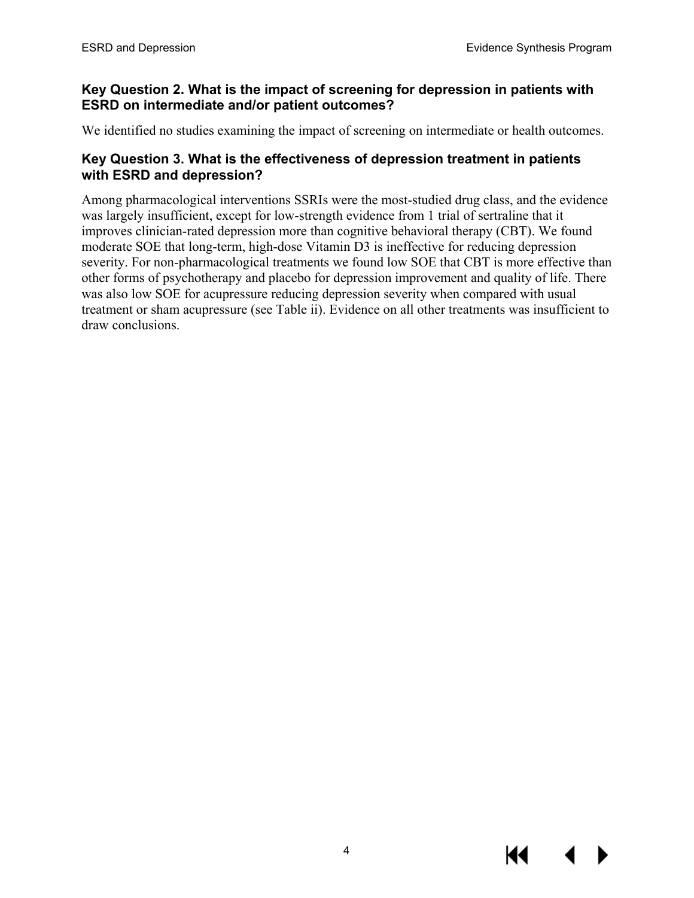### Key Question 2. What is the impact of screening for depression in patients with ESRD on intermediate and/or patient outcomes?

We identified no studies examining the impact of screening on intermediate or health outcomes.

### Key Question 3. What is the effectiveness of depression treatment in patients with ESRD and depression?

Among pharmacological interventions SSRIs were the most-studied drug class, and the evidence was largely insufficient, except for low-strength evidence from 1 trial of sertraline that it improves clinician-rated depression more than cognitive behavioral therapy (CBT). We found moderate SOE that long-term, high-dose Vitamin D3 is ineffective for reducing depression severity. For non-pharmacological treatments we found low SOE that CBT is more effective than other forms of psychotherapy and placebo for depression improvement and quality of life. There was also low SOE for acupressure reducing depression severity when compared with usual treatment or sham acupressure (see Table ii). Evidence on all other treatments was insufficient to draw conclusions.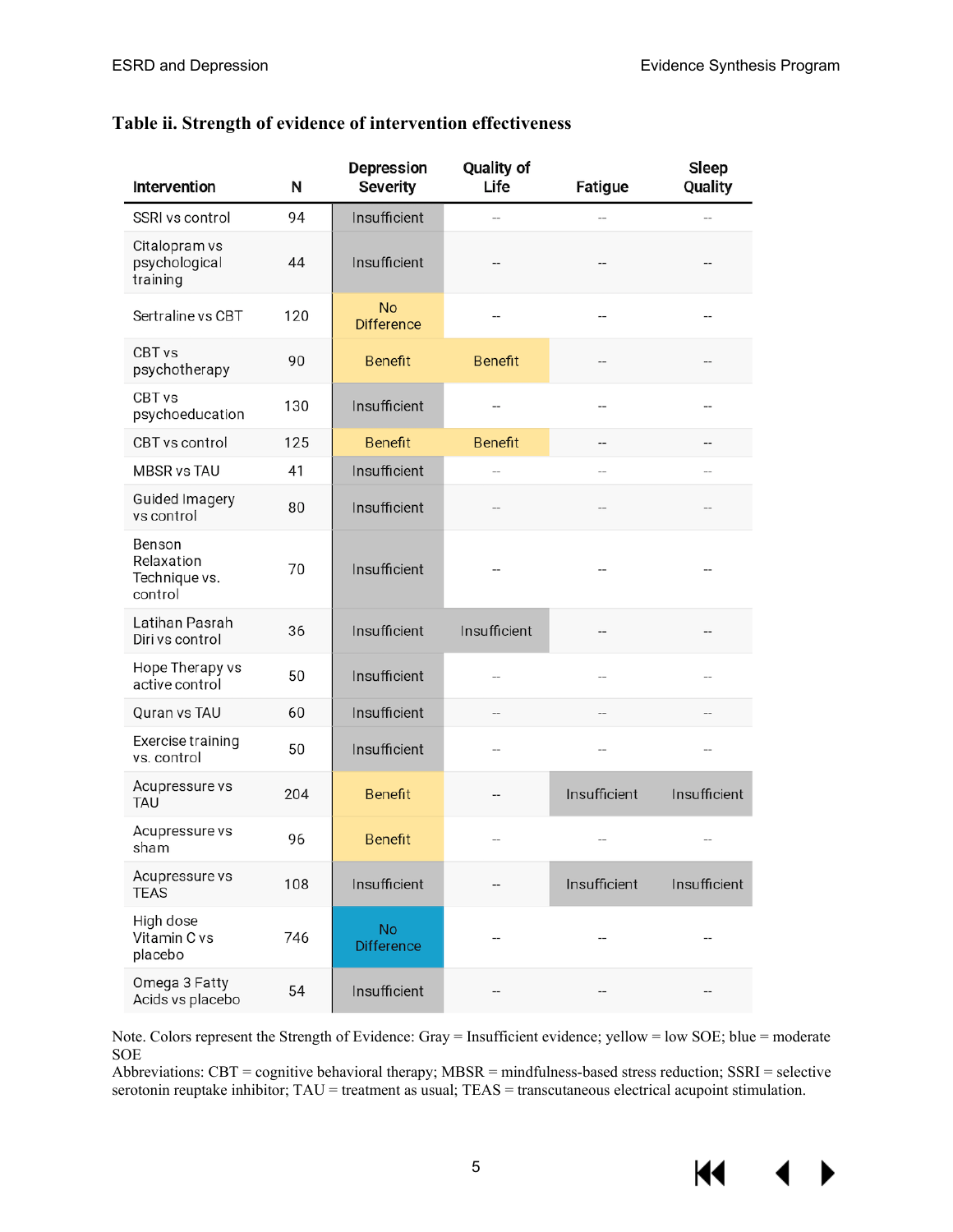### Table ii. Strength of evidence of intervention effectiveness

| Intervention | N | Depression Severity | Quality of Life | Fatigue | Sleep Quality |
|---|---|---|---|---|---|
| SSRI vs control | 94 | Insufficient | -- | -- | -- |
| Citalopram vs psychological training | 44 | Insufficient | -- | -- | -- |
| Sertraline vs CBT | 120 | No Difference | -- | -- | -- |
| CBT vs psychotherapy | 90 | Benefit | Benefit | -- | -- |
| CBT vs psychoeducation | 130 | Insufficient | -- | -- | -- |
| CBT vs control | 125 | Benefit | Benefit | -- | -- |
| MBSR vs TAU | 41 | Insufficient | -- | -- | -- |
| Guided Imagery vs control | 80 | Insufficient | -- | -- | -- |
| Benson Relaxation Technique vs. control | 70 | Insufficient | -- | -- | -- |
| Latihan Pasrah Diri vs control | 36 | Insufficient | Insufficient | -- | -- |
| Hope Therapy vs active control | 50 | Insufficient | -- | -- | -- |
| Quran vs TAU | 60 | Insufficient | -- | -- | -- |
| Exercise training vs. control | 50 | Insufficient | -- | -- | -- |
| Acupressure vs TAU | 204 | Benefit | -- | Insufficient | Insufficient |
| Acupressure vs sham | 96 | Benefit | -- | -- | -- |
| Acupressure vs TEAS | 108 | Insufficient | -- | Insufficient | Insufficient |
| High dose Vitamin C vs placebo | 746 | No Difference | -- | -- | -- |
| Omega 3 Fatty Acids vs placebo | 54 | Insufficient | -- | -- | -- |

Note. Colors represent the Strength of Evidence: Gray = Insufficient evidence; yellow = low SOE; blue = moderate SOE

Abbreviations: CBT = cognitive behavioral therapy; MBSR = mindfulness-based stress reduction; SSRI = selective serotonin reuptake inhibitor; TAU = treatment as usual; TEAS = transcutaneous electrical acupoint stimulation.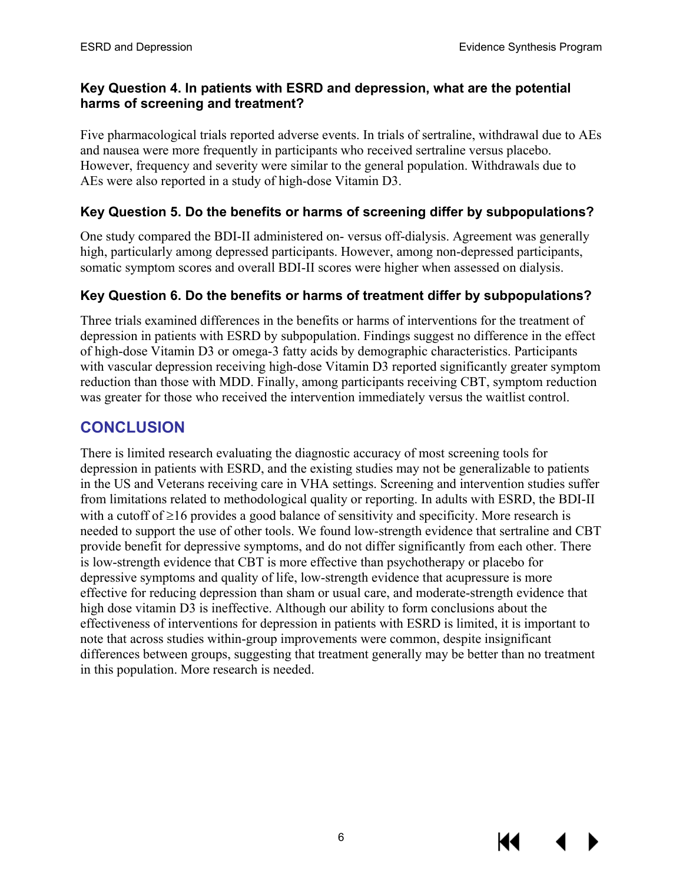### Key Question 4. In patients with ESRD and depression, what are the potential harms of screening and treatment?

Five pharmacological trials reported adverse events. In trials of sertraline, withdrawal due to AEs and nausea were more frequently in participants who received sertraline versus placebo. However, frequency and severity were similar to the general population. Withdrawals due to AEs were also reported in a study of high-dose Vitamin D3.

### Key Question 5. Do the benefits or harms of screening differ by subpopulations?

One study compared the BDI-II administered on- versus off-dialysis. Agreement was generally high, particularly among depressed participants. However, among non-depressed participants, somatic symptom scores and overall BDI-II scores were higher when assessed on dialysis.

### Key Question 6. Do the benefits or harms of treatment differ by subpopulations?

Three trials examined differences in the benefits or harms of interventions for the treatment of depression in patients with ESRD by subpopulation. Findings suggest no difference in the effect of high-dose Vitamin D3 or omega-3 fatty acids by demographic characteristics. Participants with vascular depression receiving high-dose Vitamin D3 reported significantly greater symptom reduction than those with MDD. Finally, among participants receiving CBT, symptom reduction was greater for those who received the intervention immediately versus the waitlist control.

## CONCLUSION

There is limited research evaluating the diagnostic accuracy of most screening tools for depression in patients with ESRD, and the existing studies may not be generalizable to patients in the US and Veterans receiving care in VHA settings. Screening and intervention studies suffer from limitations related to methodological quality or reporting. In adults with ESRD, the BDI-II with a cutoff of ≥16 provides a good balance of sensitivity and specificity. More research is needed to support the use of other tools. We found low-strength evidence that sertraline and CBT provide benefit for depressive symptoms, and do not differ significantly from each other. There is low-strength evidence that CBT is more effective than psychotherapy or placebo for depressive symptoms and quality of life, low-strength evidence that acupressure is more effective for reducing depression than sham or usual care, and moderate-strength evidence that high dose vitamin D3 is ineffective. Although our ability to form conclusions about the effectiveness of interventions for depression in patients with ESRD is limited, it is important to note that across studies within-group improvements were common, despite insignificant differences between groups, suggesting that treatment generally may be better than no treatment in this population. More research is needed.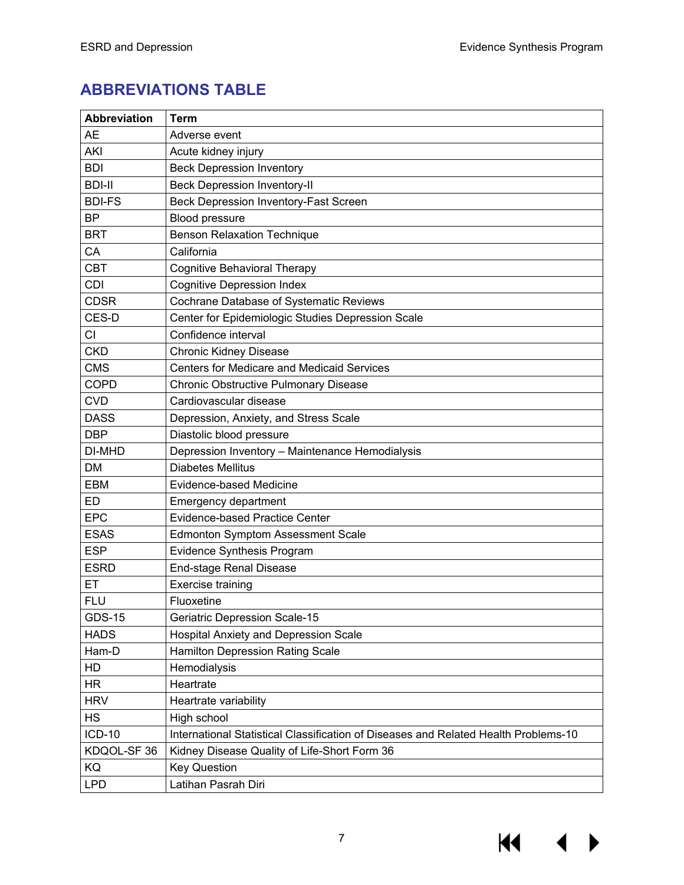## ABBREVIATIONS TABLE

| Abbreviation | Term |
|---|---|
| AE | Adverse event |
| AKI | Acute kidney injury |
| BDI | Beck Depression Inventory |
| BDI-II | Beck Depression Inventory-II |
| BDI-FS | Beck Depression Inventory-Fast Screen |
| BP | Blood pressure |
| BRT | Benson Relaxation Technique |
| CA | California |
| CBT | Cognitive Behavioral Therapy |
| CDI | Cognitive Depression Index |
| CDSR | Cochrane Database of Systematic Reviews |
| CES-D | Center for Epidemiologic Studies Depression Scale |
| CI | Confidence interval |
| CKD | Chronic Kidney Disease |
| CMS | Centers for Medicare and Medicaid Services |
| COPD | Chronic Obstructive Pulmonary Disease |
| CVD | Cardiovascular disease |
| DASS | Depression, Anxiety, and Stress Scale |
| DBP | Diastolic blood pressure |
| DI-MHD | Depression Inventory – Maintenance Hemodialysis |
| DM | Diabetes Mellitus |
| EBM | Evidence-based Medicine |
| ED | Emergency department |
| EPC | Evidence-based Practice Center |
| ESAS | Edmonton Symptom Assessment Scale |
| ESP | Evidence Synthesis Program |
| ESRD | End-stage Renal Disease |
| ET | Exercise training |
| FLU | Fluoxetine |
| GDS-15 | Geriatric Depression Scale-15 |
| HADS | Hospital Anxiety and Depression Scale |
| Ham-D | Hamilton Depression Rating Scale |
| HD | Hemodialysis |
| HR | Heartrate |
| HRV | Heartrate variability |
| HS | High school |
| ICD-10 | International Statistical Classification of Diseases and Related Health Problems-10 |
| KDQOL-SF 36 | Kidney Disease Quality of Life-Short Form 36 |
| KQ | Key Question |
| LPD | Latihan Pasrah Diri |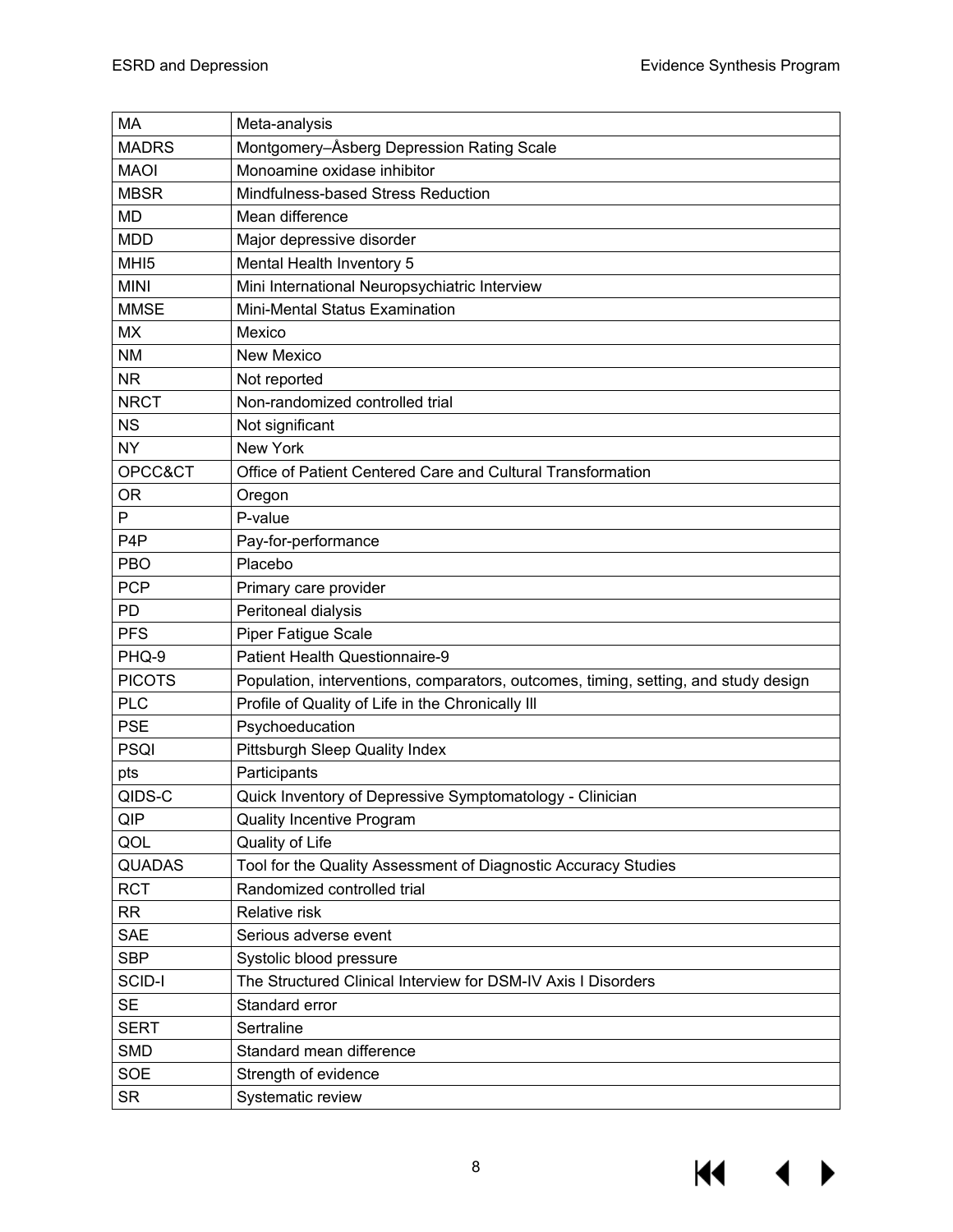| | |
|---|---|
| MA | Meta-analysis |
| MADRS | Montgomery–Åsberg Depression Rating Scale |
| MAOI | Monoamine oxidase inhibitor |
| MBSR | Mindfulness-based Stress Reduction |
| MD | Mean difference |
| MDD | Major depressive disorder |
| MHI5 | Mental Health Inventory 5 |
| MINI | Mini International Neuropsychiatric Interview |
| MMSE | Mini-Mental Status Examination |
| MX | Mexico |
| NM | New Mexico |
| NR | Not reported |
| NRCT | Non-randomized controlled trial |
| NS | Not significant |
| NY | New York |
| OPCC&CT | Office of Patient Centered Care and Cultural Transformation |
| OR | Oregon |
| P | P-value |
| P4P | Pay-for-performance |
| PBO | Placebo |
| PCP | Primary care provider |
| PD | Peritoneal dialysis |
| PFS | Piper Fatigue Scale |
| PHQ-9 | Patient Health Questionnaire-9 |
| PICOTS | Population, interventions, comparators, outcomes, timing, setting, and study design |
| PLC | Profile of Quality of Life in the Chronically Ill |
| PSE | Psychoeducation |
| PSQI | Pittsburgh Sleep Quality Index |
| pts | Participants |
| QIDS-C | Quick Inventory of Depressive Symptomatology - Clinician |
| QIP | Quality Incentive Program |
| QOL | Quality of Life |
| QUADAS | Tool for the Quality Assessment of Diagnostic Accuracy Studies |
| RCT | Randomized controlled trial |
| RR | Relative risk |
| SAE | Serious adverse event |
| SBP | Systolic blood pressure |
| SCID-I | The Structured Clinical Interview for DSM-IV Axis I Disorders |
| SE | Standard error |
| SERT | Sertraline |
| SMD | Standard mean difference |
| SOE | Strength of evidence |
| SR | Systematic review |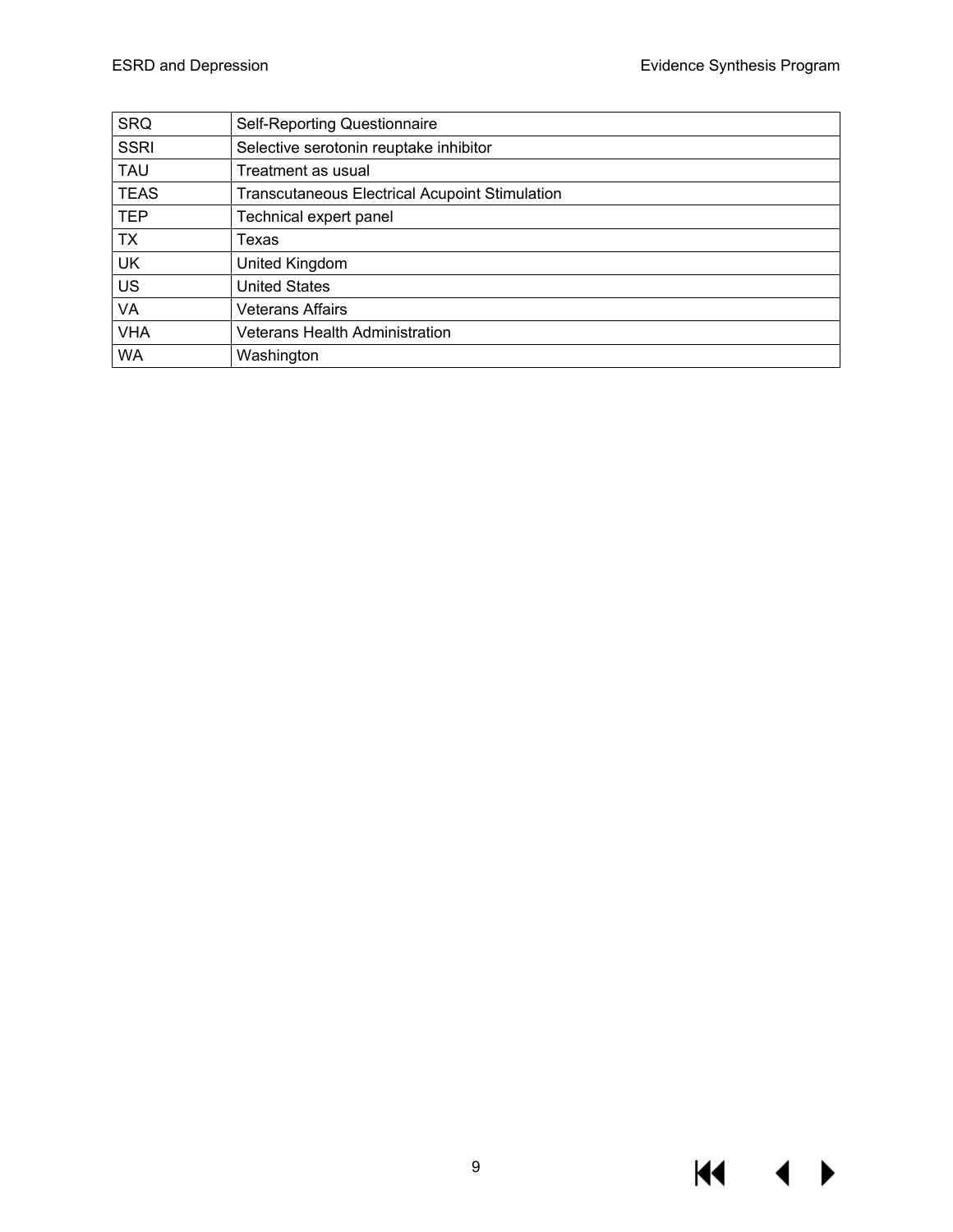| | |
|---|---|
| SRQ | Self-Reporting Questionnaire |
| SSRI | Selective serotonin reuptake inhibitor |
| TAU | Treatment as usual |
| TEAS | Transcutaneous Electrical Acupoint Stimulation |
| TEP | Technical expert panel |
| TX | Texas |
| UK | United Kingdom |
| US | United States |
| VA | Veterans Affairs |
| VHA | Veterans Health Administration |
| WA | Washington |